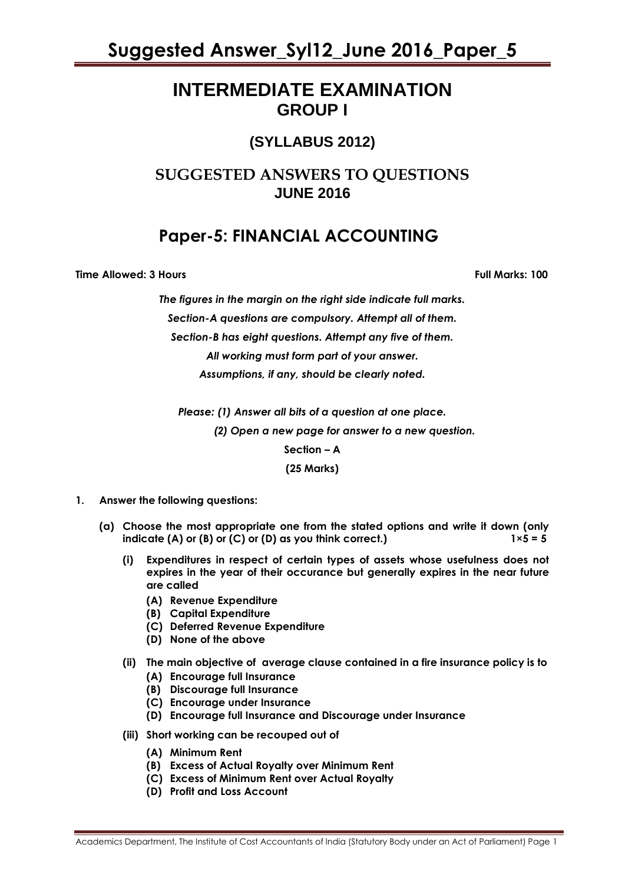# INTERMEDIATE EXAMINATION
## GROUP I

### (SYLLABUS 2012)

### SUGGESTED ANSWERS TO QUESTIONS
### JUNE 2016

## Paper-5: FINANCIAL ACCOUNTING

**Time Allowed: 3 Hours** **Full Marks: 100**

*The figures in the margin on the right side indicate full marks.*

*Section-A questions are compulsory. Attempt all of them.*

*Section-B has eight questions. Attempt any five of them.*

*All working must form part of your answer.*

*Assumptions, if any, should be clearly noted.*

*Please: (1) Answer all bits of a question at one place.*

*(2) Open a new page for answer to a new question.*

**Section – A**

**(25 Marks)**

1. **Answer the following questions:**

   **(a) Choose the most appropriate one from the stated options and write it down (only indicate (A) or (B) or (C) or (D) as you think correct.)** **1×5 = 5**

   **(i) Expenditures in respect of certain types of assets whose usefulness does not expires in the year of their occurance but generally expires in the near future are called**

   **(A) Revenue Expenditure**
   **(B) Capital Expenditure**
   **(C) Deferred Revenue Expenditure**
   **(D) None of the above**

   **(ii) The main objective of average clause contained in a fire insurance policy is to**

   **(A) Encourage full Insurance**
   **(B) Discourage full Insurance**
   **(C) Encourage under Insurance**
   **(D) Encourage full Insurance and Discourage under Insurance**

   **(iii) Short working can be recouped out of**

   **(A) Minimum Rent**
   **(B) Excess of Actual Royalty over Minimum Rent**
   **(C) Excess of Minimum Rent over Actual Royalty**
   **(D) Profit and Loss Account**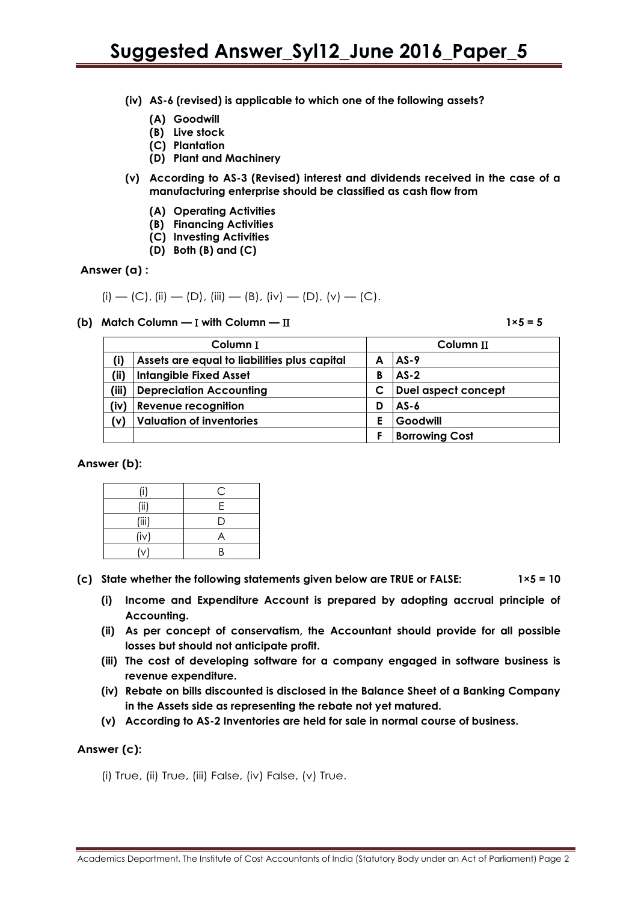**(iv) AS-6 (revised) is applicable to which one of the following assets?**

**(A) Goodwill**
**(B) Live stock**
**(C) Plantation**
**(D) Plant and Machinery**

**(v) According to AS-3 (Revised) interest and dividends received in the case of a manufacturing enterprise should be classified as cash flow from**

**(A) Operating Activities**
**(B) Financing Activities**
**(C) Investing Activities**
**(D) Both (B) and (C)**

**Answer (a) :**

(i) — (C), (ii) — (D), (iii) — (B), (iv) — (D), (v) — (C).

**(b) Match Column — I with Column — II** **1×5 = 5**

| Column I | | Column II | |
|---|---|---|---|
| **(i)** | **Assets are equal to liabilities plus capital** | **A** | **AS-9** |
| **(ii)** | **Intangible Fixed Asset** | **B** | **AS-2** |
| **(iii)** | **Depreciation Accounting** | **C** | **Duel aspect concept** |
| **(iv)** | **Revenue recognition** | **D** | **AS-6** |
| **(v)** | **Valuation of inventories** | **E** | **Goodwill** |
| | | **F** | **Borrowing Cost** |

**Answer (b):**

| | |
|---|---|
| (i) | C |
| (ii) | E |
| (iii) | D |
| (iv) | A |
| (v) | B |

**(c) State whether the following statements given below are TRUE or FALSE:** **1×5 = 10**

**(i) Income and Expenditure Account is prepared by adopting accrual principle of Accounting.**
**(ii) As per concept of conservatism, the Accountant should provide for all possible losses but should not anticipate profit.**
**(iii) The cost of developing software for a company engaged in software business is revenue expenditure.**
**(iv) Rebate on bills discounted is disclosed in the Balance Sheet of a Banking Company in the Assets side as representing the rebate not yet matured.**
**(v) According to AS-2 Inventories are held for sale in normal course of business.**

**Answer (c):**

(i) True, (ii) True, (iii) False, (iv) False, (v) True.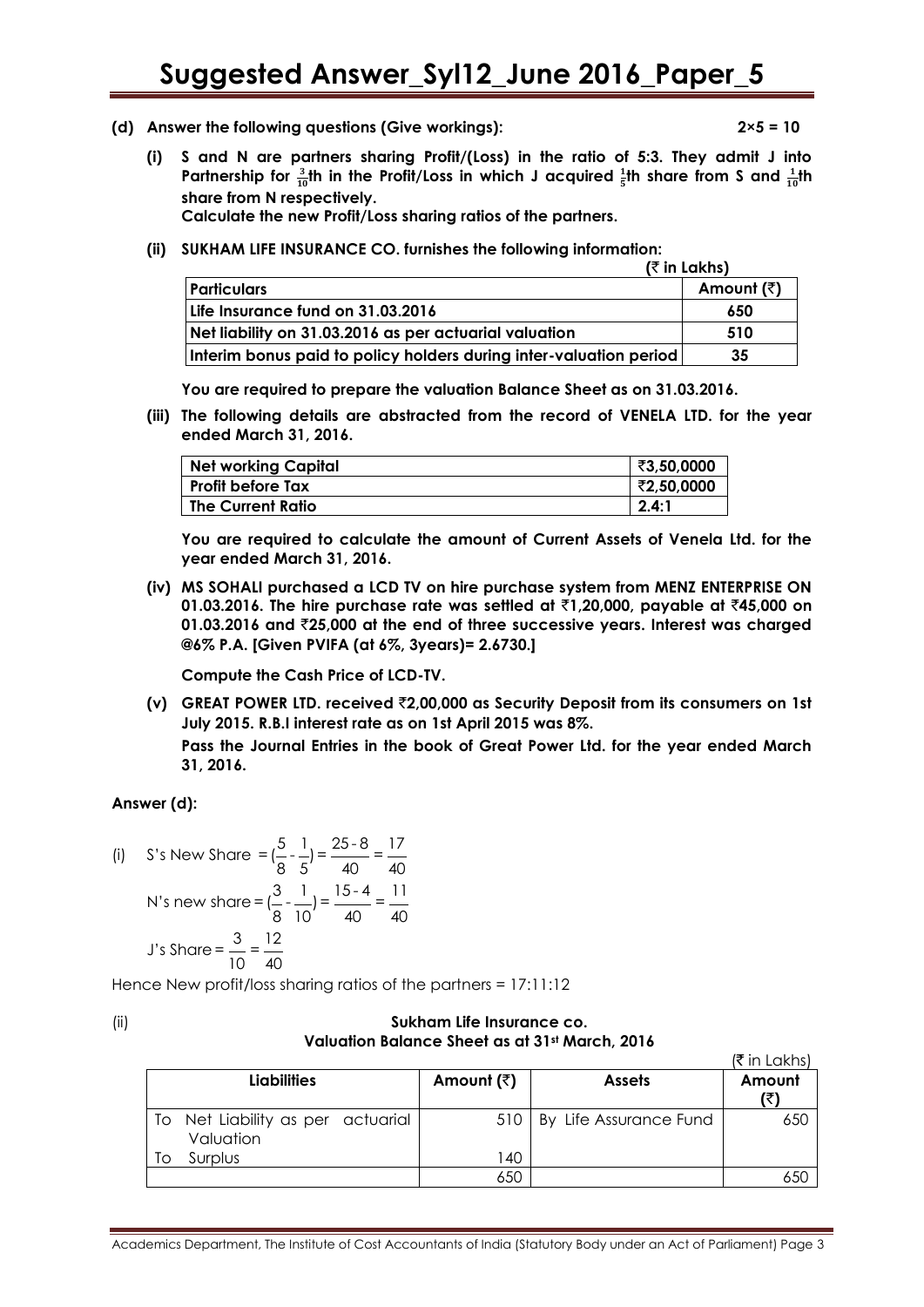**(d) Answer the following questions (Give workings): 2×5 = 10**

**(i) S and N are partners sharing Profit/(Loss) in the ratio of 5:3. They admit J into Partnership for $\frac{3}{10}$th in the Profit/Loss in which J acquired $\frac{1}{5}$th share from S and $\frac{1}{10}$th share from N respectively.**
**Calculate the new Profit/Loss sharing ratios of the partners.**

**(ii) SUKHAM LIFE INSURANCE CO. furnishes the following information:**

**(₹ in Lakhs)**

| Particulars | Amount (₹) |
|---|---|
| Life Insurance fund on 31.03.2016 | 650 |
| Net liability on 31.03.2016 as per actuarial valuation | 510 |
| Interim bonus paid to policy holders during inter-valuation period | 35 |

**You are required to prepare the valuation Balance Sheet as on 31.03.2016.**

**(iii) The following details are abstracted from the record of VENELA LTD. for the year ended March 31, 2016.**

| Net working Capital | ₹3,50,0000 |
|---|---|
| Profit before Tax | ₹2,50,0000 |
| The Current Ratio | 2.4:1 |

**You are required to calculate the amount of Current Assets of Venela Ltd. for the year ended March 31, 2016.**

**(iv) MS SOHALI purchased a LCD TV on hire purchase system from MENZ ENTERPRISE ON 01.03.2016. The hire purchase rate was settled at ₹1,20,000, payable at ₹45,000 on 01.03.2016 and ₹25,000 at the end of three successive years. Interest was charged @6% P.A. [Given PVIFA (at 6%, 3years)= 2.6730.]**

**Compute the Cash Price of LCD-TV.**

**(v) GREAT POWER LTD. received ₹2,00,000 as Security Deposit from its consumers on 1st July 2015. R.B.I interest rate as on 1st April 2015 was 8%.**
**Pass the Journal Entries in the book of Great Power Ltd. for the year ended March 31, 2016.**

**Answer (d):**

(i) S's New Share $= (\frac{5}{8} - \frac{1}{5}) = \frac{25-8}{40} = \frac{17}{40}$

N's new share $= (\frac{3}{8} - \frac{1}{10}) = \frac{15-4}{40} = \frac{11}{40}$

J's Share $= \frac{3}{10} = \frac{12}{40}$

Hence New profit/loss sharing ratios of the partners = 17:11:12

(ii)

**Sukham Life Insurance co.**
**Valuation Balance Sheet as at 31st March, 2016**

(₹ in Lakhs)

| Liabilities | Amount (₹) | Assets | Amount (₹) |
|---|---|---|---|
| To Net Liability as per actuarial Valuation | 510 | By Life Assurance Fund | 650 |
| To Surplus | 140 | | |
| | 650 | | 650 |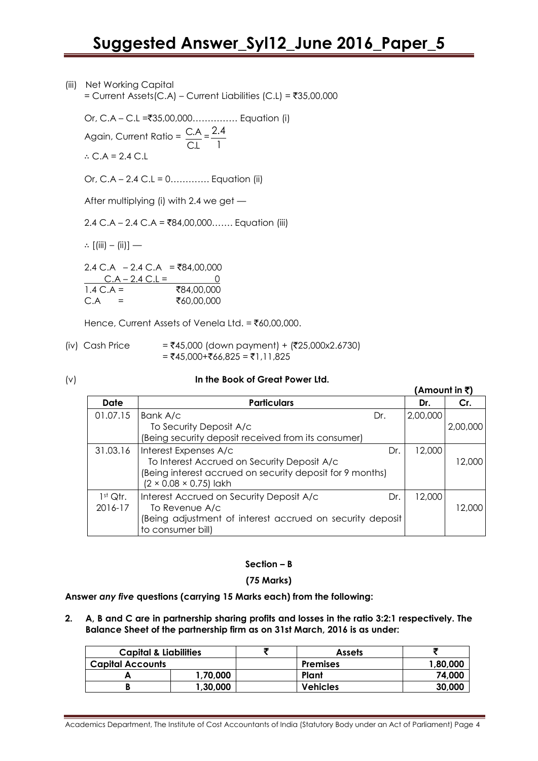(iii) Net Working Capital
= Current Assets(C.A) – Current Liabilities (C.L) = ₹35,00,000

Or, C.A – C.L =₹35,00,000…………… Equation (i)

Again, Current Ratio = $\frac{C.A}{C.L} = \frac{2.4}{1}$

∴ C.A = 2.4 C.L

Or, C.A – 2.4 C.L = 0………… Equation (ii)

After multiplying (i) with 2.4 we get —

2.4 C.A – 2.4 C.A = ₹84,00,000……. Equation (iii)

∴ [(iii) – (ii)] —

2.4 C.A – 2.4 C.A = ₹84,00,000
C.A – 2.4 C.L = 0
1.4 C.A = ₹84,00,000
C.A = ₹60,00,000

Hence, Current Assets of Venela Ltd. = ₹60,00,000.

(iv) Cash Price = ₹45,000 (down payment) + (₹25,000x2.6730)
= ₹45,000+₹66,825 = ₹1,11,825

(v) **In the Book of Great Power Ltd.**

**(Amount in ₹)**

| Date | Particulars | Dr. | Cr. |
|---|---|---|---|
| 01.07.15 | Bank A/c Dr.<br>To Security Deposit A/c<br>(Being security deposit received from its consumer) | 2,00,000 | 2,00,000 |
| 31.03.16 | Interest Expenses A/c Dr.<br>To Interest Accrued on Security Deposit A/c<br>(Being interest accrued on security deposit for 9 months)<br>(2 × 0.08 × 0.75) lakh | 12,000 | 12,000 |
| 1st Qtr. 2016-17 | Interest Accrued on Security Deposit A/c Dr.<br>To Revenue A/c<br>(Being adjustment of interest accrued on security deposit to consumer bill) | 12,000 | 12,000 |

**Section – B**

**(75 Marks)**

**Answer *any five* questions (carrying 15 Marks each) from the following:**

**2. A, B and C are in partnership sharing profits and losses in the ratio 3:2:1 respectively. The Balance Sheet of the partnership firm as on 31st March, 2016 is as under:**

| Capital & Liabilities | | ₹ | Assets | ₹ |
|---|---|---|---|---|
| Capital Accounts | | | Premises | 1,80,000 |
| A | 1,70,000 | | Plant | 74,000 |
| B | 1,30,000 | | Vehicles | 30,000 |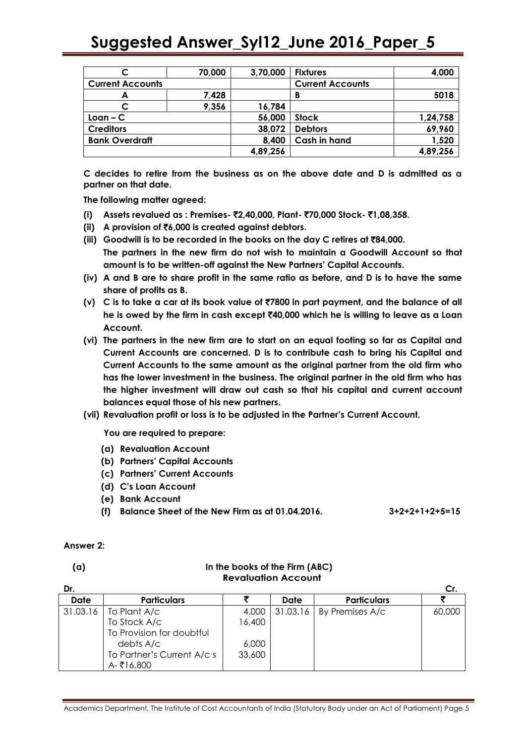| C | 70,000 | 3,70,000 | Fixtures | 4,000 |
|---|---|---|---|---|
| **Current Accounts** | | | **Current Accounts** | |
| A | 7,428 | | B | 5018 |
| C | 9,356 | 16,784 | | |
| Loan – C | | 56,000 | Stock | 1,24,758 |
| Creditors | | 38,072 | Debtors | 69,960 |
| Bank Overdraft | | 8,400 | Cash in hand | 1,520 |
| | | 4,89,256 | | 4,89,256 |

**C decides to retire from the business as on the above date and D is admitted as a partner on that date.**

**The following matter agreed:**

**(i) Assets revalued as : Premises- ₹2,40,000, Plant- ₹70,000 Stock- ₹1,08,358.**

**(ii) A provision of ₹6,000 is created against debtors.**

**(iii) Goodwill is to be recorded in the books on the day C retires at ₹84,000. The partners in the new firm do not wish to maintain a Goodwill Account so that amount is to be written-off against the New Partners' Capital Accounts.**

**(iv) A and B are to share profit in the same ratio as before, and D is to have the same share of profits as B.**

**(v) C is to take a car at its book value of ₹7800 in part payment, and the balance of all he is owed by the firm in cash except ₹40,000 which he is willing to leave as a Loan Account.**

**(vi) The partners in the new firm are to start on an equal footing so far as Capital and Current Accounts are concerned. D is to contribute cash to bring his Capital and Current Accounts to the same amount as the original partner from the old firm who has the lower investment in the business. The original partner in the old firm who has the higher investment will draw out cash so that his capital and current account balances equal those of his new partners.**

**(vii) Revaluation profit or loss is to be adjusted in the Partner's Current Account.**

**You are required to prepare:**

**(a) Revaluation Account**

**(b) Partners' Capital Accounts**

**(c) Partners' Current Accounts**

**(d) C's Loan Account**

**(e) Bank Account**

**(f) Balance Sheet of the New Firm as at 01.04.2016.** **3+2+2+1+2+5=15**

**Answer 2:**

**(a)** **In the books of the Firm (ABC)**
**Revaluation Account**

**Dr.** **Cr.**

| Date | Particulars | ₹ | Date | Particulars | ₹ |
|---|---|---|---|---|---|
| 31.03.16 | To Plant A/c | 4,000 | 31.03.16 | By Premises A/c | 60,000 |
| | To Stock A/c | 16,400 | | | |
| | To Provision for doubtful debts A/c | 6,000 | | | |
| | To Partner's Current A/c s A- ₹16,800 | 33,600 | | | |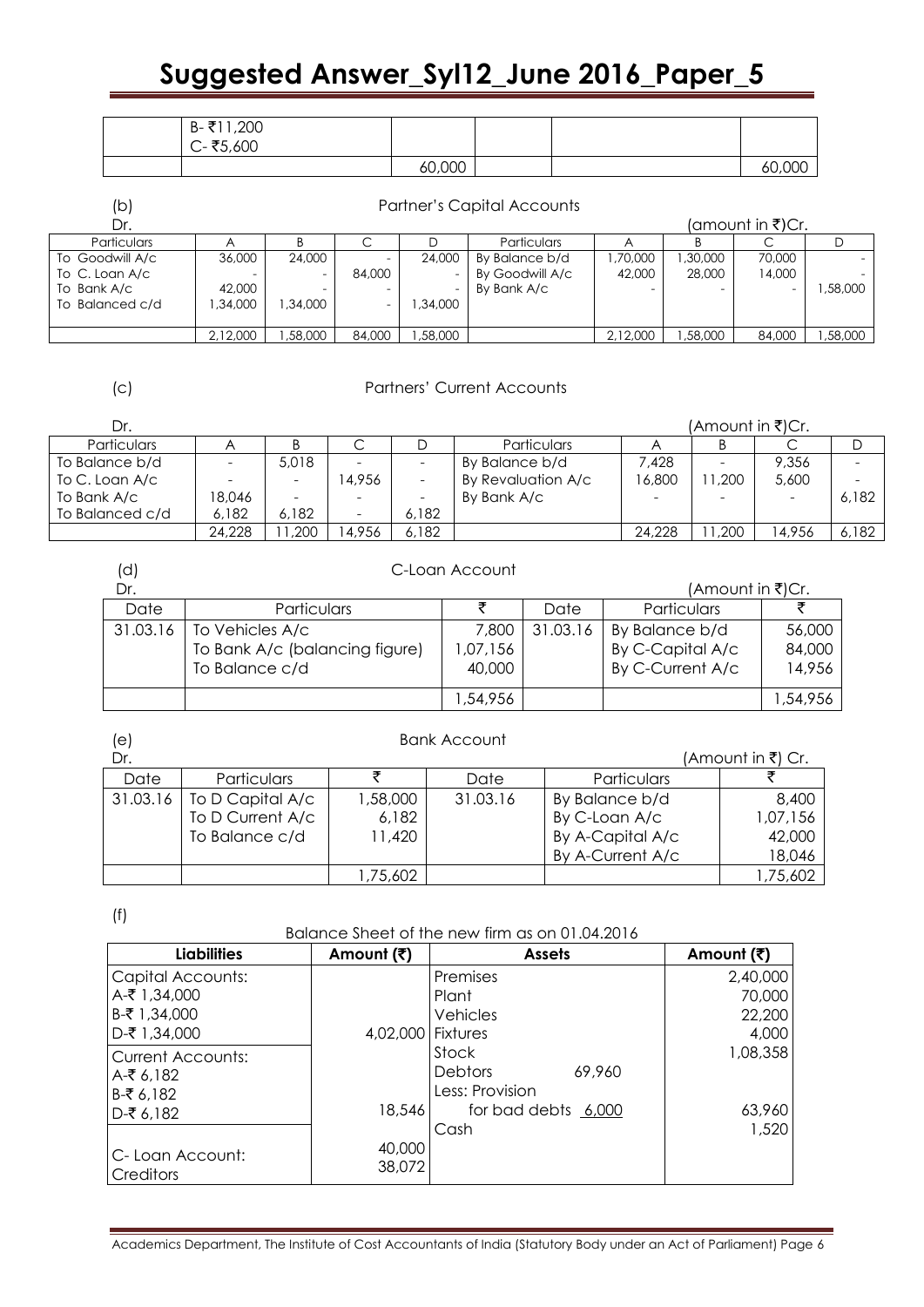| | B- ₹11,200<br>C- ₹5,600 | | | | |
|---|---|---|---|---|---|
| | | 60,000 | | | 60,000 |

(b) Partner's Capital Accounts

Dr. (amount in ₹)Cr.

| Particulars | A | B | C | D | Particulars | A | B | C | D |
|---|---|---|---|---|---|---|---|---|---|
| To Goodwill A/c | 36,000 | 24,000 | - | 24,000 | By Balance b/d | 1,70,000 | 1,30,000 | 70,000 | - |
| To C. Loan A/c | - | - | 84,000 | - | By Goodwill A/c | 42,000 | 28,000 | 14,000 | - |
| To Bank A/c | 42,000 | - | - | - | By Bank A/c | - | - | - | 1,58,000 |
| To Balanced c/d | 1,34,000 | 1,34,000 | - | 1,34,000 | | | | | |
| | 2,12,000 | 1,58,000 | 84,000 | 1,58,000 | | 2,12,000 | 1,58,000 | 84,000 | 1,58,000 |

(c) Partners' Current Accounts

Dr. (Amount in ₹)Cr.

| Particulars | A | B | C | D | Particulars | A | B | C | D |
|---|---|---|---|---|---|---|---|---|---|
| To Balance b/d | - | 5,018 | - | - | By Balance b/d | 7,428 | - | 9,356 | - |
| To C. Loan A/c | - | - | 14,956 | - | By Revaluation A/c | 16,800 | 11,200 | 5,600 | - |
| To Bank A/c | 18,046 | - | - | - | By Bank A/c | - | - | - | 6,182 |
| To Balanced c/d | 6,182 | 6,182 | - | 6,182 | | | | | |
| | 24,228 | 11,200 | 14,956 | 6,182 | | 24,228 | 11,200 | 14,956 | 6,182 |

(d) C-Loan Account

Dr. (Amount in ₹)Cr.

| Date | Particulars | ₹ | Date | Particulars | ₹ |
|---|---|---|---|---|---|
| 31.03.16 | To Vehicles A/c<br>To Bank A/c (balancing figure)<br>To Balance c/d | 7,800<br>1,07,156<br>40,000 | 31.03.16 | By Balance b/d<br>By C-Capital A/c<br>By C-Current A/c | 56,000<br>84,000<br>14,956 |
| | | 1,54,956 | | | 1,54,956 |

(e) Bank Account

Dr. (Amount in ₹) Cr.

| Date | Particulars | ₹ | Date | Particulars | ₹ |
|---|---|---|---|---|---|
| 31.03.16 | To D Capital A/c<br>To D Current A/c<br>To Balance c/d | 1,58,000<br>6,182<br>11,420 | 31.03.16 | By Balance b/d<br>By C-Loan A/c<br>By A-Capital A/c<br>By A-Current A/c | 8,400<br>1,07,156<br>42,000<br>18,046 |
| | | 1,75,602 | | | 1,75,602 |

(f)

Balance Sheet of the new firm as on 01.04.2016

| Liabilities | Amount (₹) | Assets | Amount (₹) |
|---|---|---|---|
| Capital Accounts:<br>A-₹ 1,34,000<br>B-₹ 1,34,000<br>D-₹ 1,34,000 | 4,02,000 | Premises<br>Plant<br>Vehicles<br>Fixtures | 2,40,000<br>70,000<br>22,200<br>4,000 |
| Current Accounts:<br>A-₹ 6,182<br>B-₹ 6,182<br>D-₹ 6,182 | 18,546 | Stock<br>Debtors 69,960<br>Less: Provision<br>for bad debts 6,000 | 1,08,358<br><br><br>63,960 |
| C- Loan Account:<br>Creditors | 40,000<br>38,072 | Cash | 1,520 |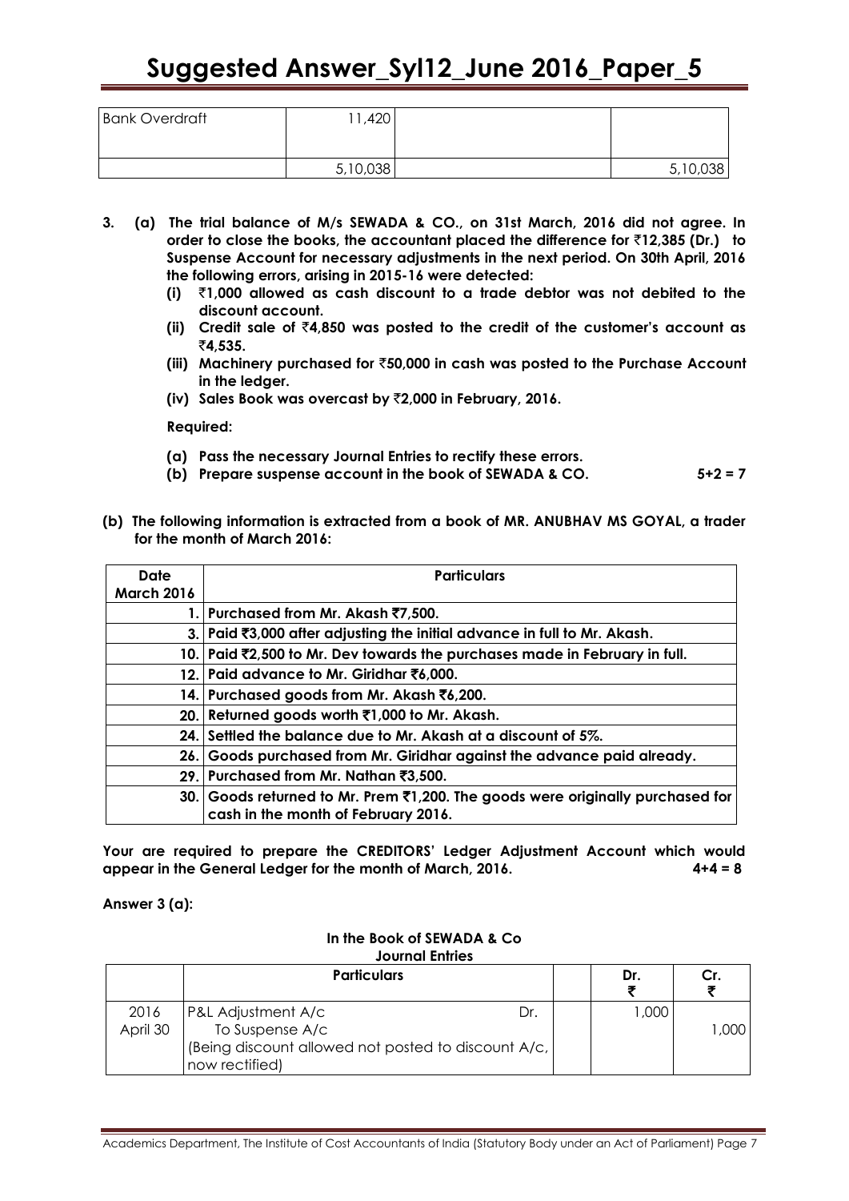| Bank Overdraft | 11,420 | | |
|---|---|---|---|
| | 5,10,038 | | 5,10,038 |

**3. (a) The trial balance of M/s SEWADA & CO., on 31st March, 2016 did not agree. In order to close the books, the accountant placed the difference for ₹12,385 (Dr.) to Suspense Account for necessary adjustments in the next period. On 30th April, 2016 the following errors, arising in 2015-16 were detected:**

**(i) ₹1,000 allowed as cash discount to a trade debtor was not debited to the discount account.**

**(ii) Credit sale of ₹4,850 was posted to the credit of the customer's account as ₹4,535.**

**(iii) Machinery purchased for ₹50,000 in cash was posted to the Purchase Account in the ledger.**

**(iv) Sales Book was overcast by ₹2,000 in February, 2016.**

**Required:**

**(a) Pass the necessary Journal Entries to rectify these errors.**

**(b) Prepare suspense account in the book of SEWADA & CO. 5+2 = 7**

**(b) The following information is extracted from a book of MR. ANUBHAV MS GOYAL, a trader for the month of March 2016:**

| Date March 2016 | Particulars |
|---|---|
| 1. | Purchased from Mr. Akash ₹7,500. |
| 3. | Paid ₹3,000 after adjusting the initial advance in full to Mr. Akash. |
| 10. | Paid ₹2,500 to Mr. Dev towards the purchases made in February in full. |
| 12. | Paid advance to Mr. Giridhar ₹6,000. |
| 14. | Purchased goods from Mr. Akash ₹6,200. |
| 20. | Returned goods worth ₹1,000 to Mr. Akash. |
| 24. | Settled the balance due to Mr. Akash at a discount of 5%. |
| 26. | Goods purchased from Mr. Giridhar against the advance paid already. |
| 29. | Purchased from Mr. Nathan ₹3,500. |
| 30. | Goods returned to Mr. Prem ₹1,200. The goods were originally purchased for cash in the month of February 2016. |

**Your are required to prepare the CREDITORS' Ledger Adjustment Account which would appear in the General Ledger for the month of March, 2016. 4+4 = 8**

**Answer 3 (a):**

**In the Book of SEWADA & Co**
**Journal Entries**

| | Particulars | | Dr. ₹ | Cr. ₹ |
|---|---|---|---|---|
| 2016 April 30 | P&L Adjustment A/c Dr.<br>To Suspense A/c<br>(Being discount allowed not posted to discount A/c, now rectified) | | 1,000 | 1,000 |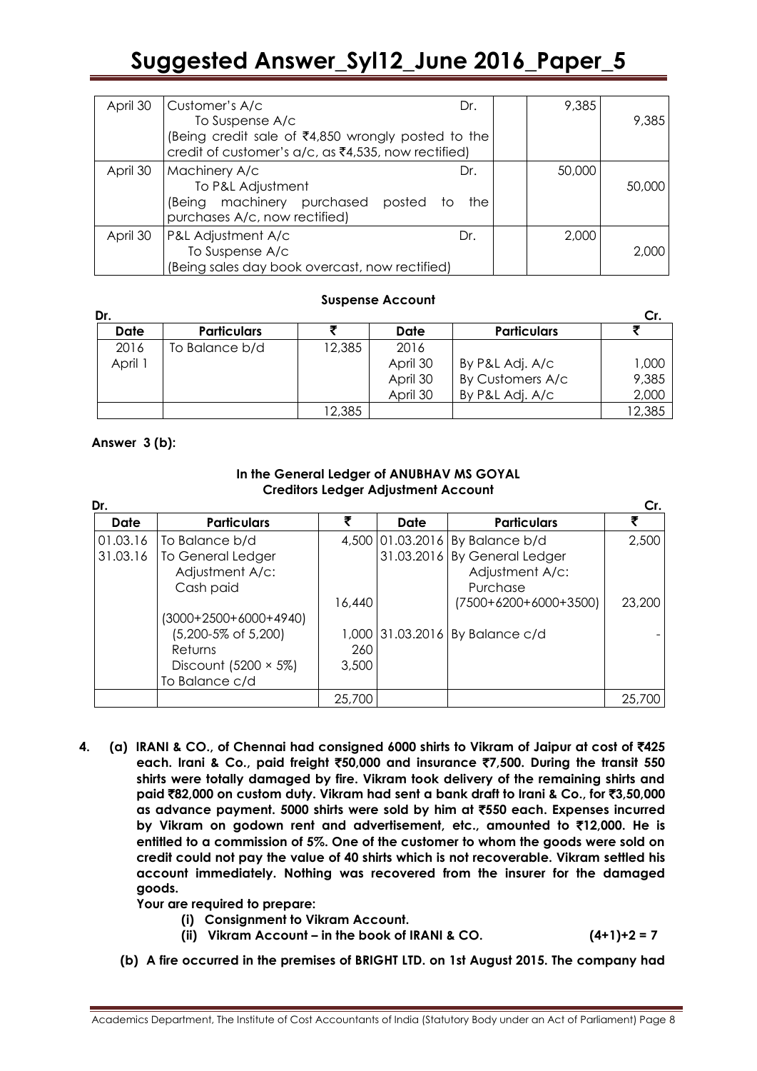| April 30 | Customer's A/c Dr.<br>To Suspense A/c<br>(Being credit sale of ₹4,850 wrongly posted to the credit of customer's a/c, as ₹4,535, now rectified) | | 9,385 | 9,385 |
|---|---|---|---|---|
| April 30 | Machinery A/c Dr.<br>To P&L Adjustment<br>(Being machinery purchased posted to the purchases A/c, now rectified) | | 50,000 | 50,000 |
| April 30 | P&L Adjustment A/c Dr.<br>To Suspense A/c<br>(Being sales day book overcast, now rectified) | | 2,000 | 2,000 |

**Suspense Account**

| Dr. | | | | | Cr. |
|---|---|---|---|---|---|
| **Date** | **Particulars** | **₹** | **Date** | **Particulars** | **₹** |
| 2016 April 1 | To Balance b/d | 12,385 | 2016 | | |
| | | | April 30 | By P&L Adj. A/c | 1,000 |
| | | | April 30 | By Customers A/c | 9,385 |
| | | | April 30 | By P&L Adj. A/c | 2,000 |
| | | 12,385 | | | 12,385 |

**Answer 3 (b):**

**In the General Ledger of ANUBHAV MS GOYAL**
**Creditors Ledger Adjustment Account**

| Dr. | | | | | Cr. |
|---|---|---|---|---|---|
| **Date** | **Particulars** | **₹** | **Date** | **Particulars** | **₹** |
| 01.03.16 | To Balance b/d | 4,500 | 01.03.2016 | By Balance b/d | 2,500 |
| 31.03.16 | To General Ledger Adjustment A/c: Cash paid | | 31.03.2016 | By General Ledger Adjustment A/c: Purchase | |
| | (3000+2500+6000+4940) | 16,440 | | (7500+6200+6000+3500) | 23,200 |
| | (5,200-5% of 5,200) | 1,000 | 31.03.2016 | By Balance c/d | - |
| | Returns | 260 | | | |
| | Discount (5200 × 5%) | 3,500 | | | |
| | To Balance c/d | | | | |
| | | 25,700 | | | 25,700 |

**4. (a) IRANI & CO., of Chennai had consigned 6000 shirts to Vikram of Jaipur at cost of ₹425 each. Irani & Co., paid freight ₹50,000 and insurance ₹7,500. During the transit 550 shirts were totally damaged by fire. Vikram took delivery of the remaining shirts and paid ₹82,000 on custom duty. Vikram had sent a bank draft to Irani & Co., for ₹3,50,000 as advance payment. 5000 shirts were sold by him at ₹550 each. Expenses incurred by Vikram on godown rent and advertisement, etc., amounted to ₹12,000. He is entitled to a commission of 5%. One of the customer to whom the goods were sold on credit could not pay the value of 40 shirts which is not recoverable. Vikram settled his account immediately. Nothing was recovered from the insurer for the damaged goods.**

**Your are required to prepare:**

**(i) Consignment to Vikram Account.**

**(ii) Vikram Account – in the book of IRANI & CO. (4+1)+2 = 7**

**(b) A fire occurred in the premises of BRIGHT LTD. on 1st August 2015. The company had**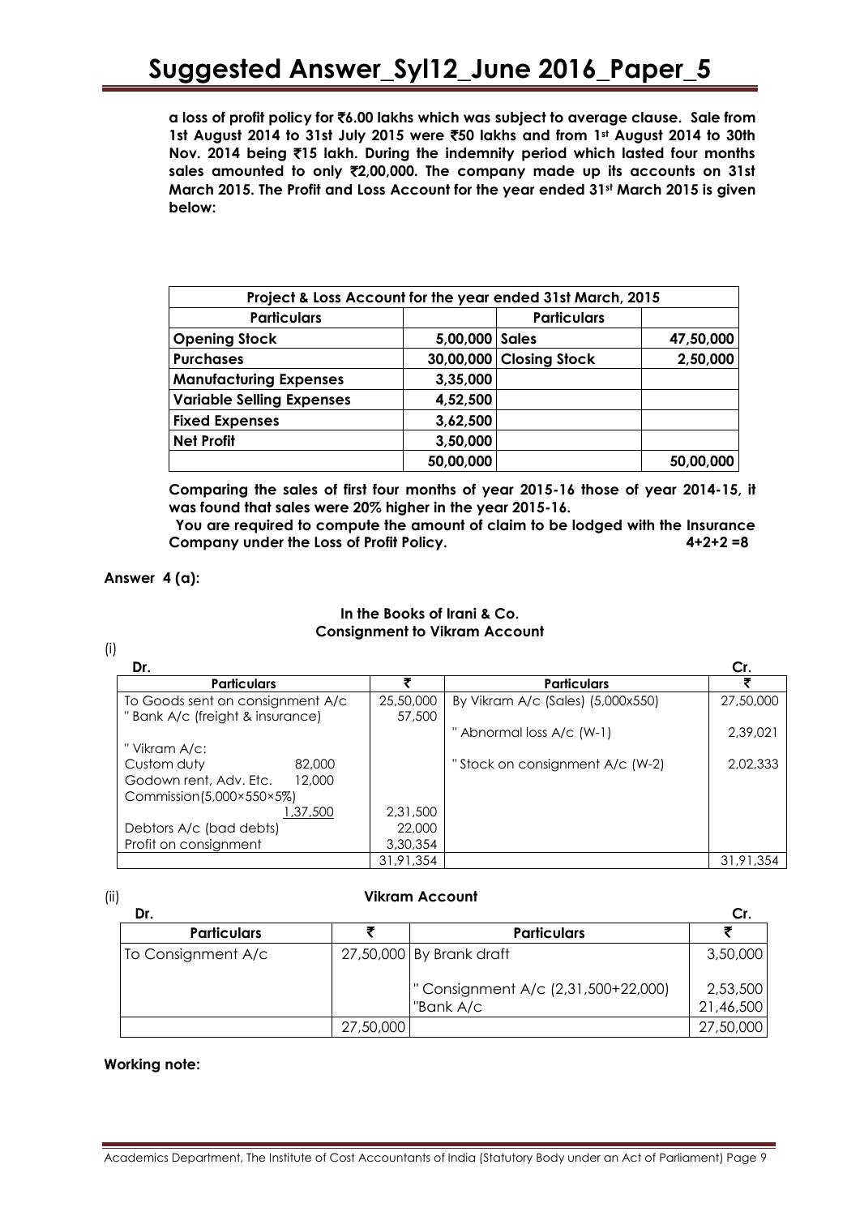**a loss of profit policy for ₹6.00 lakhs which was subject to average clause. Sale from 1st August 2014 to 31st July 2015 were ₹50 lakhs and from 1st August 2014 to 30th Nov. 2014 being ₹15 lakh. During the indemnity period which lasted four months sales amounted to only ₹2,00,000. The company made up its accounts on 31st March 2015. The Profit and Loss Account for the year ended 31st March 2015 is given below:**

| Project & Loss Account for the year ended 31st March, 2015 | | | |
|---|---|---|---|
| **Particulars** | | **Particulars** | |
| **Opening Stock** | **5,00,000** | **Sales** | **47,50,000** |
| **Purchases** | **30,00,000** | **Closing Stock** | **2,50,000** |
| **Manufacturing Expenses** | **3,35,000** | | |
| **Variable Selling Expenses** | **4,52,500** | | |
| **Fixed Expenses** | **3,62,500** | | |
| **Net Profit** | **3,50,000** | | |
| | **50,00,000** | | **50,00,000** |

**Comparing the sales of first four months of year 2015-16 those of year 2014-15, it was found that sales were 20% higher in the year 2015-16.**

**You are required to compute the amount of claim to be lodged with the Insurance Company under the Loss of Profit Policy. 4+2+2 =8**

**Answer 4 (a):**

**In the Books of Irani & Co.**
**Consignment to Vikram Account**

(i)

| Dr. Particulars | ₹ | Particulars | Cr. ₹ |
|---|---|---|---|
| To Goods sent on consignment A/c | 25,50,000 | By Vikram A/c (Sales) (5,000x550) | 27,50,000 |
| " Bank A/c (freight & insurance) | 57,500 | | |
| | | " Abnormal loss A/c (W-1) | 2,39,021 |
| " Vikram A/c: | | | |
| Custom duty 82,000 | | " Stock on consignment A/c (W-2) | 2,02,333 |
| Godown rent, Adv. Etc. 12,000 | | | |
| Commission(5,000×550×5%) 1,37,500 | 2,31,500 | | |
| Debtors A/c (bad debts) | 22,000 | | |
| Profit on consignment | 3,30,354 | | |
| | 31,91,354 | | 31,91,354 |

(ii)

**Vikram Account**

| Dr. Particulars | ₹ | Particulars | Cr. ₹ |
|---|---|---|---|
| To Consignment A/c | 27,50,000 | By Brank draft | 3,50,000 |
| | | " Consignment A/c (2,31,500+22,000) | 2,53,500 |
| | | "Bank A/c | 21,46,500 |
| | 27,50,000 | | 27,50,000 |

**Working note:**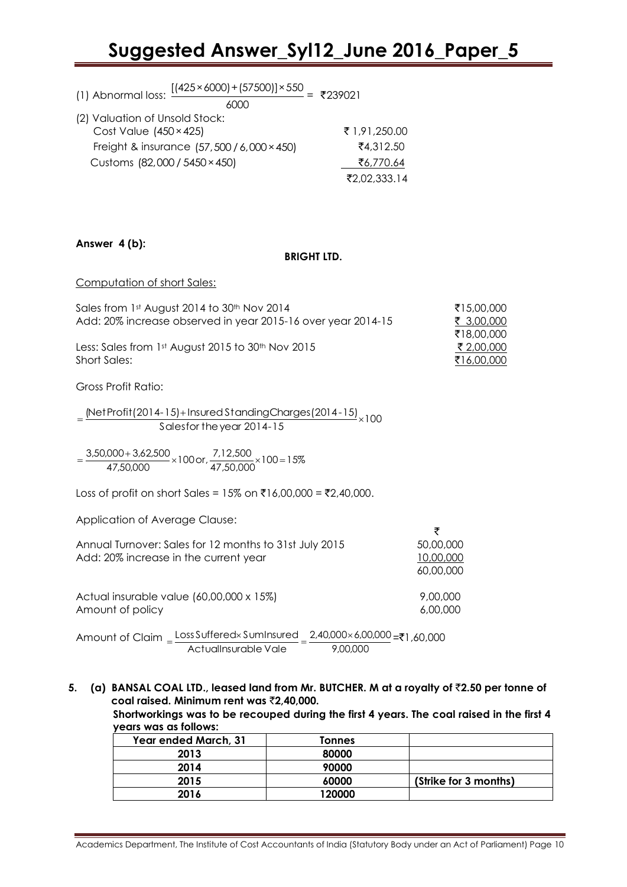(1) Abnormal loss: $\frac{[(425 \times 6000) + (57500)] \times 550}{6000}$ = ₹239021

(2) Valuation of Unsold Stock:

| | |
|---|---|
| Cost Value $(450 \times 425)$ | ₹ 1,91,250.00 |
| Freight & insurance $(57,500 / 6,000 \times 450)$ | ₹4,312.50 |
| Customs $(82,000 / 5450 \times 450)$ | ₹6,770.64 |
| | ₹2,02,333.14 |

**Answer 4 (b):**

**BRIGHT LTD.**

Computation of short Sales:

| | |
|---|---|
| Sales from 1st August 2014 to 30th Nov 2014 | ₹15,00,000 |
| Add: 20% increase observed in year 2015-16 over year 2014-15 | ₹ 3,00,000 |
| | ₹18,00,000 |
| Less: Sales from 1st August 2015 to 30th Nov 2015 | ₹ 2,00,000 |
| Short Sales: | ₹16,00,000 |

Gross Profit Ratio:

$$= \frac{\text{(Net Profit(2014-15)} + \text{Insured Standing Charges(2014-15)}}{\text{Sales for the year 2014-15}} \times 100$$

$$= \frac{3,50,000 + 3,62,500}{47,50,000} \times 100 \text{ or, } \frac{7,12,500}{47,50,000} \times 100 = 15\%$$

Loss of profit on short Sales = 15% on ₹16,00,000 = ₹2,40,000.

Application of Average Clause:

| | ₹ |
|---|---|
| Annual Turnover: Sales for 12 months to 31st July 2015 | 50,00,000 |
| Add: 20% increase in the current year | 10,00,000 |
| | 60,00,000 |
| Actual insurable value (60,00,000 x 15%) | 9,00,000 |
| Amount of policy | 6,00,000 |

Amount of Claim $= \frac{\text{Loss Suffered} \times \text{Sum Insured}}{\text{Actual Insurable Vale}} = \frac{2,40,000 \times 6,00,000}{9,00,000}$ = ₹1,60,000

**5. (a) BANSAL COAL LTD., leased land from Mr. BUTCHER. M at a royalty of ₹2.50 per tonne of coal raised. Minimum rent was ₹2,40,000.**

**Shortworkings was to be recouped during the first 4 years. The coal raised in the first 4 years was as follows:**

| Year ended March, 31 | Tonnes | |
|---|---|---|
| 2013 | 80000 | |
| 2014 | 90000 | |
| 2015 | 60000 | (Strike for 3 months) |
| 2016 | 120000 | |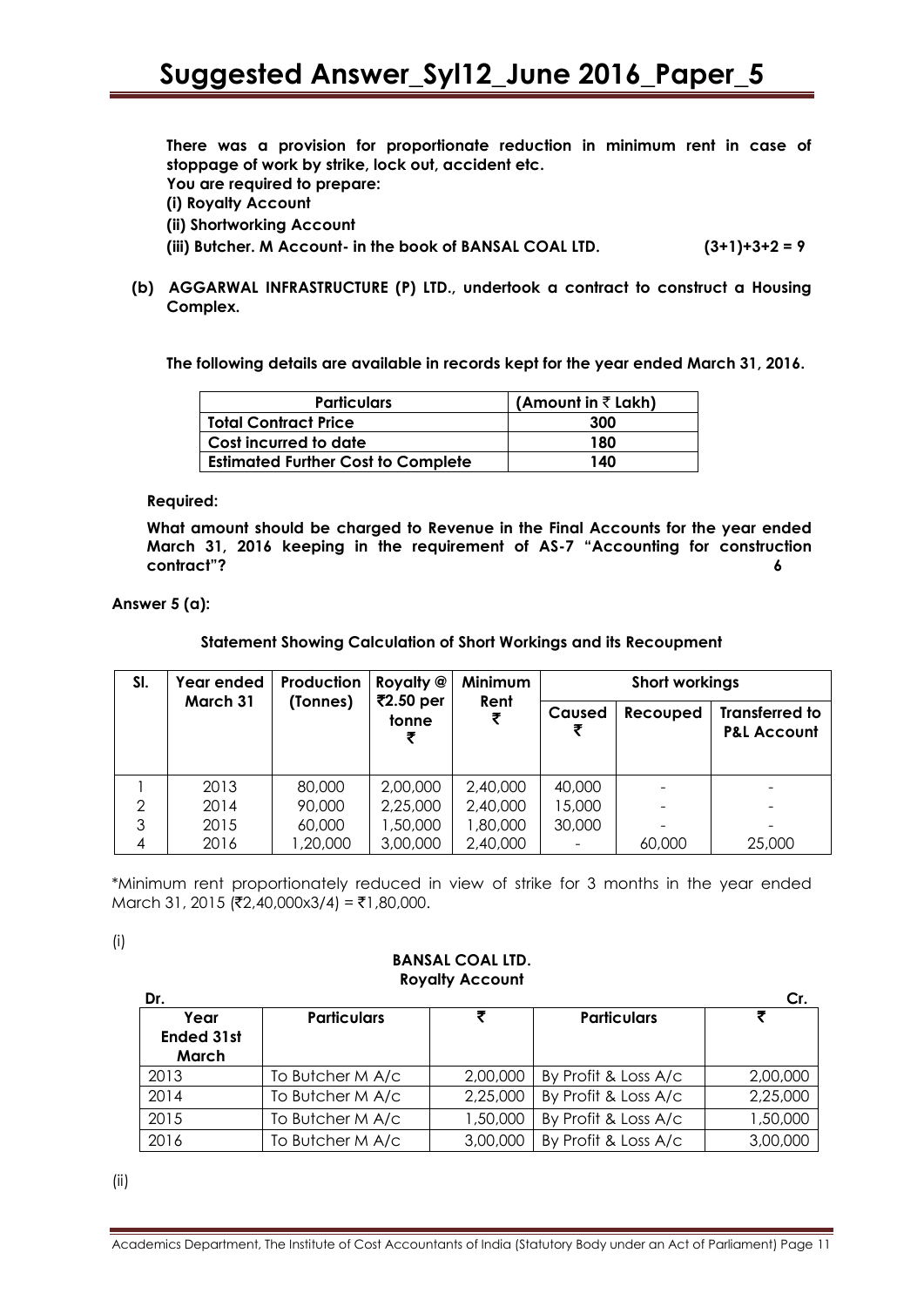**There was a provision for proportionate reduction in minimum rent in case of stoppage of work by strike, lock out, accident etc.**

**You are required to prepare:**

**(i) Royalty Account**

**(ii) Shortworking Account**

**(iii) Butcher. M Account- in the book of BANSAL COAL LTD. (3+1)+3+2 = 9**

**(b) AGGARWAL INFRASTRUCTURE (P) LTD., undertook a contract to construct a Housing Complex.**

**The following details are available in records kept for the year ended March 31, 2016.**

| Particulars | (Amount in ₹ Lakh) |
|---|---|
| Total Contract Price | 300 |
| Cost incurred to date | 180 |
| Estimated Further Cost to Complete | 140 |

**Required:**

**What amount should be charged to Revenue in the Final Accounts for the year ended March 31, 2016 keeping in the requirement of AS-7 "Accounting for construction contract"? 6**

**Answer 5 (a):**

**Statement Showing Calculation of Short Workings and its Recoupment**

| Sl. | Year ended March 31 | Production (Tonnes) | Royalty @ ₹2.50 per tonne ₹ | Minimum Rent ₹ | Short workings | | |
|---|---|---|---|---|---|---|---|
| | | | | | Caused ₹ | Recouped | Transferred to P&L Account |
| 1 | 2013 | 80,000 | 2,00,000 | 2,40,000 | 40,000 | - | - |
| 2 | 2014 | 90,000 | 2,25,000 | 2,40,000 | 15,000 | - | - |
| 3 | 2015 | 60,000 | 1,50,000 | 1,80,000 | 30,000 | - | - |
| 4 | 2016 | 1,20,000 | 3,00,000 | 2,40,000 | - | 60,000 | 25,000 |

*Minimum rent proportionately reduced in view of strike for 3 months in the year ended March 31, 2015 (₹2,40,000x3/4) = ₹1,80,000.

(i)

**BANSAL COAL LTD.**
**Royalty Account**

Dr. Cr.

| Year Ended 31st March | Particulars | ₹ | Particulars | ₹ |
|---|---|---|---|---|
| 2013 | To Butcher M A/c | 2,00,000 | By Profit & Loss A/c | 2,00,000 |
| 2014 | To Butcher M A/c | 2,25,000 | By Profit & Loss A/c | 2,25,000 |
| 2015 | To Butcher M A/c | 1,50,000 | By Profit & Loss A/c | 1,50,000 |
| 2016 | To Butcher M A/c | 3,00,000 | By Profit & Loss A/c | 3,00,000 |

(ii)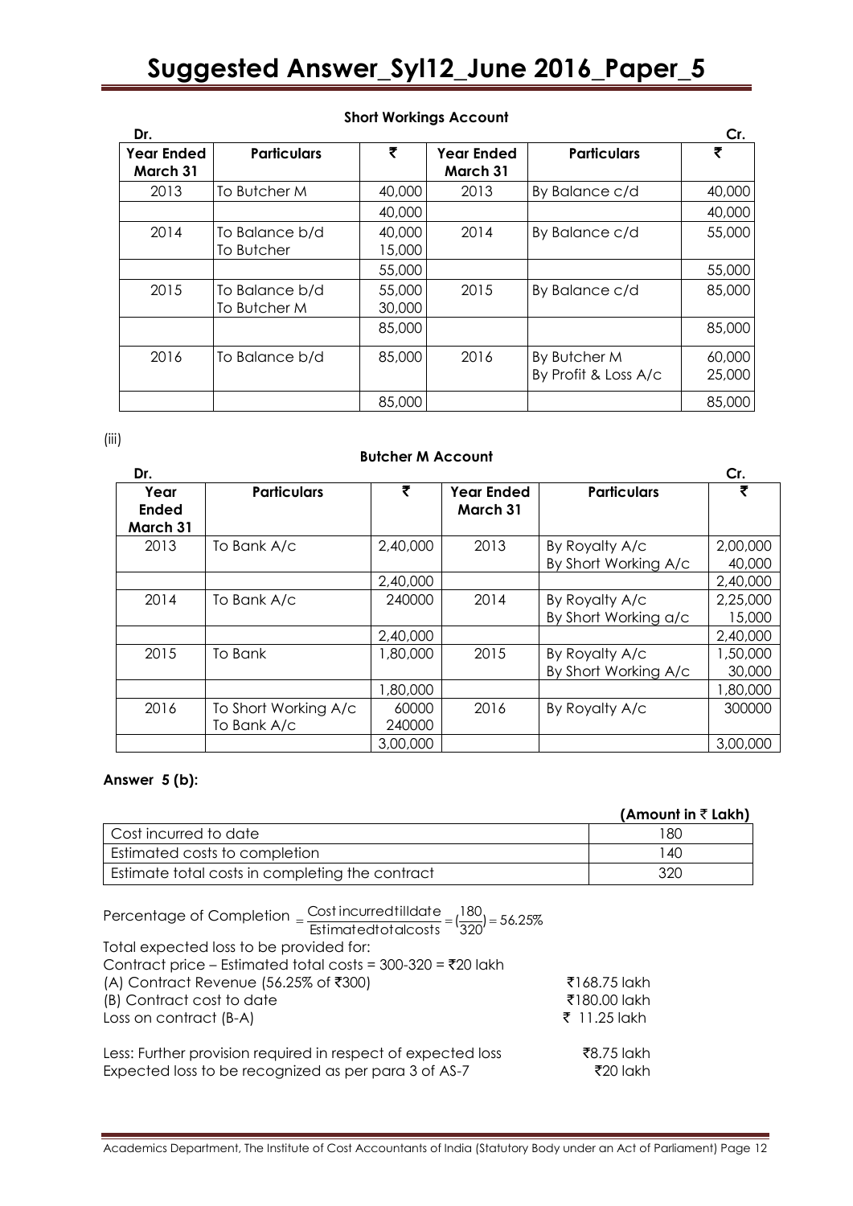**Short Workings Account**

| Dr. | | | | | Cr. |
|---|---|---|---|---|---|
| Year Ended March 31 | Particulars | ₹ | Year Ended March 31 | Particulars | ₹ |
| 2013 | To Butcher M | 40,000 | 2013 | By Balance c/d | 40,000 |
| | | 40,000 | | | 40,000 |
| 2014 | To Balance b/d<br>To Butcher | 40,000<br>15,000 | 2014 | By Balance c/d | 55,000 |
| | | 55,000 | | | 55,000 |
| 2015 | To Balance b/d<br>To Butcher M | 55,000<br>30,000 | 2015 | By Balance c/d | 85,000 |
| | | 85,000 | | | 85,000 |
| 2016 | To Balance b/d | 85,000 | 2016 | By Butcher M<br>By Profit & Loss A/c | 60,000<br>25,000 |
| | | 85,000 | | | 85,000 |

(iii)

**Butcher M Account**

| Dr. | | | | | Cr. |
|---|---|---|---|---|---|
| Year Ended March 31 | Particulars | ₹ | Year Ended March 31 | Particulars | ₹ |
| 2013 | To Bank A/c | 2,40,000 | 2013 | By Royalty A/c<br>By Short Working A/c | 2,00,000<br>40,000 |
| | | 2,40,000 | | | 2,40,000 |
| 2014 | To Bank A/c | 240000 | 2014 | By Royalty A/c<br>By Short Working a/c | 2,25,000<br>15,000 |
| | | 2,40,000 | | | 2,40,000 |
| 2015 | To Bank | 1,80,000 | 2015 | By Royalty A/c<br>By Short Working A/c | 1,50,000<br>30,000 |
| | | 1,80,000 | | | 1,80,000 |
| 2016 | To Short Working A/c<br>To Bank A/c | 60000<br>240000 | 2016 | By Royalty A/c | 300000 |
| | | 3,00,000 | | | 3,00,000 |

**Answer 5 (b):**

| | (Amount in ₹ Lakh) |
|---|---|
| Cost incurred to date | 180 |
| Estimated costs to completion | 140 |
| Estimate total costs in completing the contract | 320 |

Percentage of Completion $= \frac{\text{Cost incurred till date}}{\text{Estimated total costs}} = (\frac{180}{320}) = 56.25\%$

Total expected loss to be provided for:

Contract price – Estimated total costs = 300-320 = ₹20 lakh

| | |
|---|---|
| (A) Contract Revenue (56.25% of ₹300) | ₹168.75 lakh |
| (B) Contract cost to date | ₹180.00 lakh |
| Loss on contract (B-A) | ₹ 11.25 lakh |
| | |
| Less: Further provision required in respect of expected loss | ₹8.75 lakh |
| Expected loss to be recognized as per para 3 of AS-7 | ₹20 lakh |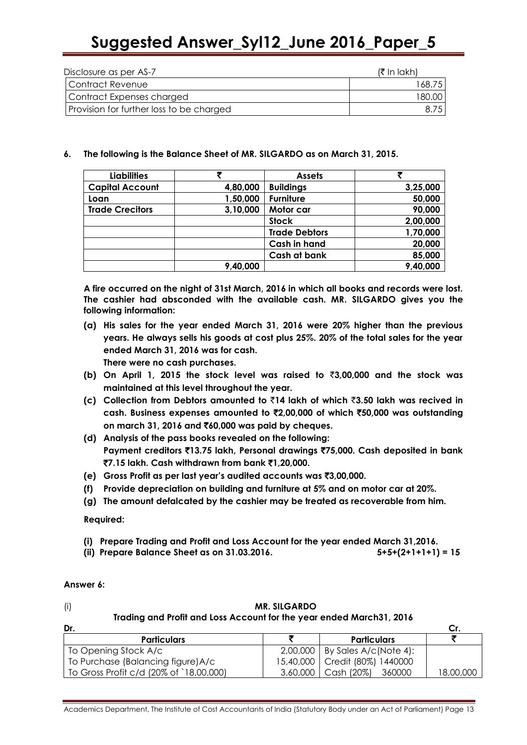| Disclosure as per AS-7 | (₹ In lakh) |
|---|---|
| Contract Revenue | 168.75 |
| Contract Expenses charged | 180.00 |
| Provision for further loss to be charged | 8.75 |

**6. The following is the Balance Sheet of MR. SILGARDO as on March 31, 2015.**

| Liabilities | ₹ | Assets | ₹ |
|---|---|---|---|
| **Capital Account** | **4,80,000** | **Buildings** | **3,25,000** |
| **Loan** | **1,50,000** | **Furniture** | **50,000** |
| **Trade Crecitors** | **3,10,000** | **Motor car** | **90,000** |
| | | **Stock** | **2,00,000** |
| | | **Trade Debtors** | **1,70,000** |
| | | **Cash in hand** | **20,000** |
| | | **Cash at bank** | **85,000** |
| | **9,40,000** | | **9,40,000** |

**A fire occurred on the night of 31st March, 2016 in which all books and records were lost. The cashier had absconded with the available cash. MR. SILGARDO gives you the following information:**

**(a) His sales for the year ended March 31, 2016 were 20% higher than the previous years. He always sells his goods at cost plus 25%. 20% of the total sales for the year ended March 31, 2016 was for cash.**
**There were no cash purchases.**

**(b) On April 1, 2015 the stock level was raised to ₹3,00,000 and the stock was maintained at this level throughout the year.**

**(c) Collection from Debtors amounted to ₹14 lakh of which ₹3.50 lakh was recived in cash. Business expenses amounted to ₹2,00,000 of which ₹50,000 was outstanding on march 31, 2016 and ₹60,000 was paid by cheques.**

**(d) Analysis of the pass books revealed on the following:**
**Payment creditors ₹13.75 lakh, Personal drawings ₹75,000. Cash deposited in bank ₹7.15 lakh. Cash withdrawn from bank ₹1,20,000.**

**(e) Gross Profit as per last year's audited accounts was ₹3,00,000.**

**(f) Provide depreciation on building and furniture at 5% and on motor car at 20%.**

**(g) The amount defalcated by the cashier may be treated as recoverable from him.**

**Required:**

**(i) Prepare Trading and Profit and Loss Account for the year ended March 31,2016.**

**(ii) Prepare Balance Sheet as on 31.03.2016. 5+5+(2+1+1+1) = 15**

**Answer 6:**

(i) **MR. SILGARDO**

**Trading and Profit and Loss Account for the year ended March31, 2016**

**Dr.** **Cr.**

| Particulars | ₹ | Particulars | ₹ |
|---|---|---|---|
| To Opening Stock A/c | 2,00,000 | By Sales A/c(Note 4): | |
| To Purchase (Balancing figure)A/c | 15,40,000 | Credit (80%) 1440000 | |
| To Gross Profit c/d (20% of `18,00,000) | 3,60,000 | Cash (20%) 360000 | 18,00,000 |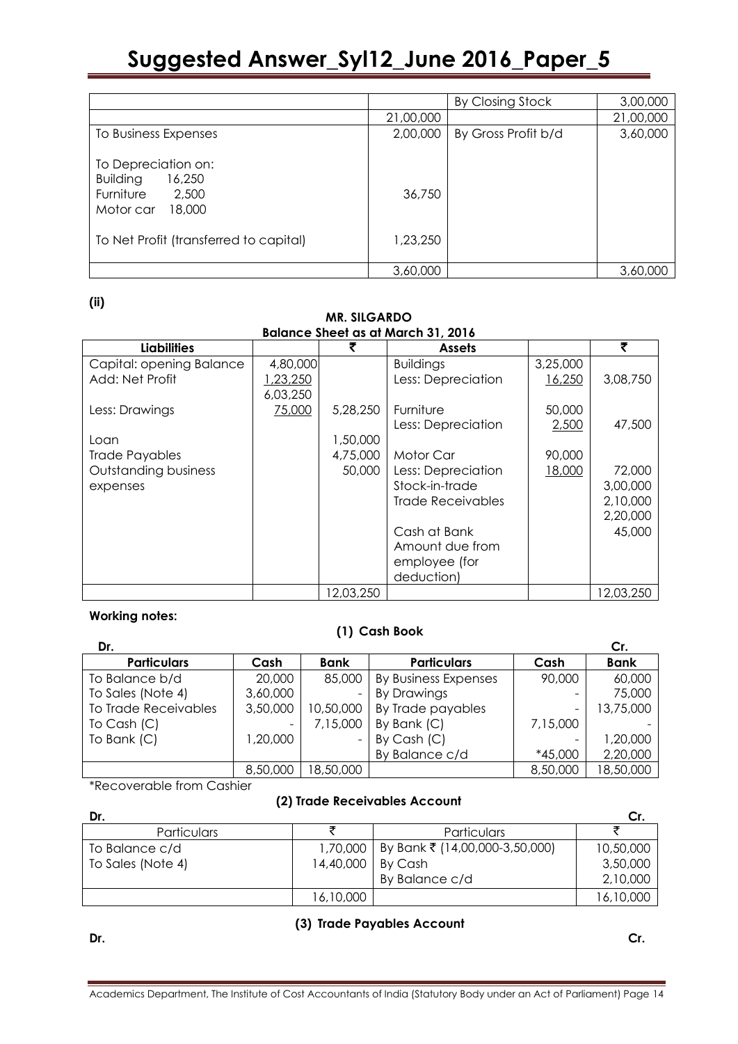| | | By Closing Stock | 3,00,000 |
|---|---|---|---|
| | 21,00,000 | | 21,00,000 |
| To Business Expenses | 2,00,000 | By Gross Profit b/d | 3,60,000 |
| To Depreciation on: Building 16,250 Furniture 2,500 Motor car 18,000 | 36,750 | | |
| To Net Profit (transferred to capital) | 1,23,250 | | |
| | 3,60,000 | | 3,60,000 |

**(ii)**

**MR. SILGARDO**
**Balance Sheet as at March 31, 2016**

| Liabilities | | ₹ | Assets | | ₹ |
|---|---|---|---|---|---|
| Capital: opening Balance | 4,80,000 | | Buildings | 3,25,000 | |
| Add: Net Profit | 1,23,250 | | Less: Depreciation | 16,250 | 3,08,750 |
| | 6,03,250 | | | | |
| Less: Drawings | 75,000 | 5,28,250 | Furniture | 50,000 | |
| | | | Less: Depreciation | 2,500 | 47,500 |
| Loan | | 1,50,000 | | | |
| Trade Payables | | 4,75,000 | Motor Car | 90,000 | |
| Outstanding business expenses | | 50,000 | Less: Depreciation | 18,000 | 72,000 |
| | | | Stock-in-trade | | 3,00,000 |
| | | | Trade Receivables | | 2,10,000 |
| | | | | | 2,20,000 |
| | | | Cash at Bank | | 45,000 |
| | | | Amount due from employee (for deduction) | | |
| | | 12,03,250 | | | 12,03,250 |

**Working notes:**

**(1) Cash Book**

Dr. Cr.

| Particulars | Cash | Bank | Particulars | Cash | Bank |
|---|---|---|---|---|---|
| To Balance b/d | 20,000 | 85,000 | By Business Expenses | 90,000 | 60,000 |
| To Sales (Note 4) | 3,60,000 | - | By Drawings | - | 75,000 |
| To Trade Receivables | 3,50,000 | 10,50,000 | By Trade payables | - | 13,75,000 |
| To Cash (C) | - | 7,15,000 | By Bank (C) | 7,15,000 | - |
| To Bank (C) | 1,20,000 | - | By Cash (C) | - | 1,20,000 |
| | | | By Balance c/d | *45,000 | 2,20,000 |
| | 8,50,000 | 18,50,000 | | 8,50,000 | 18,50,000 |

*Recoverable from Cashier

**(2) Trade Receivables Account**

Dr. Cr.

| Particulars | ₹ | Particulars | ₹ |
|---|---|---|---|
| To Balance c/d | 1,70,000 | By Bank ₹ (14,00,000-3,50,000) | 10,50,000 |
| To Sales (Note 4) | 14,40,000 | By Cash | 3,50,000 |
| | | By Balance c/d | 2,10,000 |
| | 16,10,000 | | 16,10,000 |

**(3) Trade Payables Account**

Dr. Cr.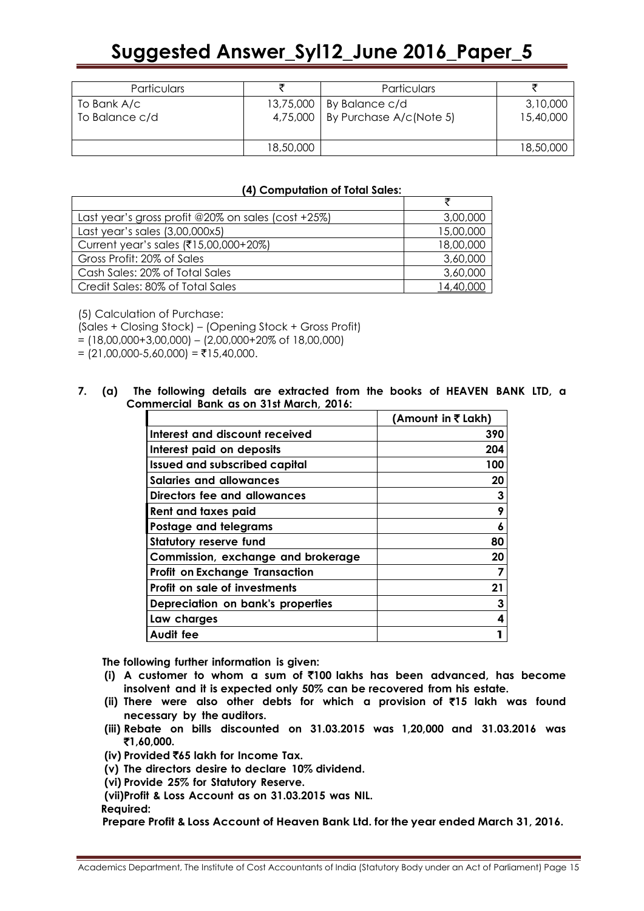| Particulars | ₹ | Particulars | ₹ |
|---|---|---|---|
| To Bank A/c | 13,75,000 | By Balance c/d | 3,10,000 |
| To Balance c/d | 4,75,000 | By Purchase A/c(Note 5) | 15,40,000 |
| | 18,50,000 | | 18,50,000 |

**(4) Computation of Total Sales:**

| | ₹ |
|---|---|
| Last year's gross profit @20% on sales (cost +25%) | 3,00,000 |
| Last year's sales (3,00,000x5) | 15,00,000 |
| Current year's sales (₹15,00,000+20%) | 18,00,000 |
| Gross Profit: 20% of Sales | 3,60,000 |
| Cash Sales: 20% of Total Sales | 3,60,000 |
| Credit Sales: 80% of Total Sales | 14,40,000 |

(5) Calculation of Purchase:

(Sales + Closing Stock) – (Opening Stock + Gross Profit)

= (18,00,000+3,00,000) – (2,00,000+20% of 18,00,000)

= (21,00,000-5,60,000) = ₹15,40,000.

**7. (a) The following details are extracted from the books of HEAVEN BANK LTD, a Commercial Bank as on 31st March, 2016:**

| | (Amount in ₹ Lakh) |
|---|---|
| **Interest and discount received** | **390** |
| **Interest paid on deposits** | **204** |
| **Issued and subscribed capital** | **100** |
| **Salaries and allowances** | **20** |
| **Directors fee and allowances** | **3** |
| **Rent and taxes paid** | **9** |
| **Postage and telegrams** | **6** |
| **Statutory reserve fund** | **80** |
| **Commission, exchange and brokerage** | **20** |
| **Profit on Exchange Transaction** | **7** |
| **Profit on sale of investments** | **21** |
| **Depreciation on bank's properties** | **3** |
| **Law charges** | **4** |
| **Audit fee** | **1** |

**The following further information is given:**

**(i) A customer to whom a sum of ₹100 lakhs has been advanced, has become insolvent and it is expected only 50% can be recovered from his estate.**

**(ii) There were also other debts for which a provision of ₹15 lakh was found necessary by the auditors.**

**(iii) Rebate on bills discounted on 31.03.2015 was 1,20,000 and 31.03.2016 was ₹1,60,000.**

**(iv) Provided ₹65 lakh for Income Tax.**

**(v) The directors desire to declare 10% dividend.**

**(vi) Provide 25% for Statutory Reserve.**

**(vii) Profit & Loss Account as on 31.03.2015 was NIL.**

**Required:**

**Prepare Profit & Loss Account of Heaven Bank Ltd. for the year ended March 31, 2016.**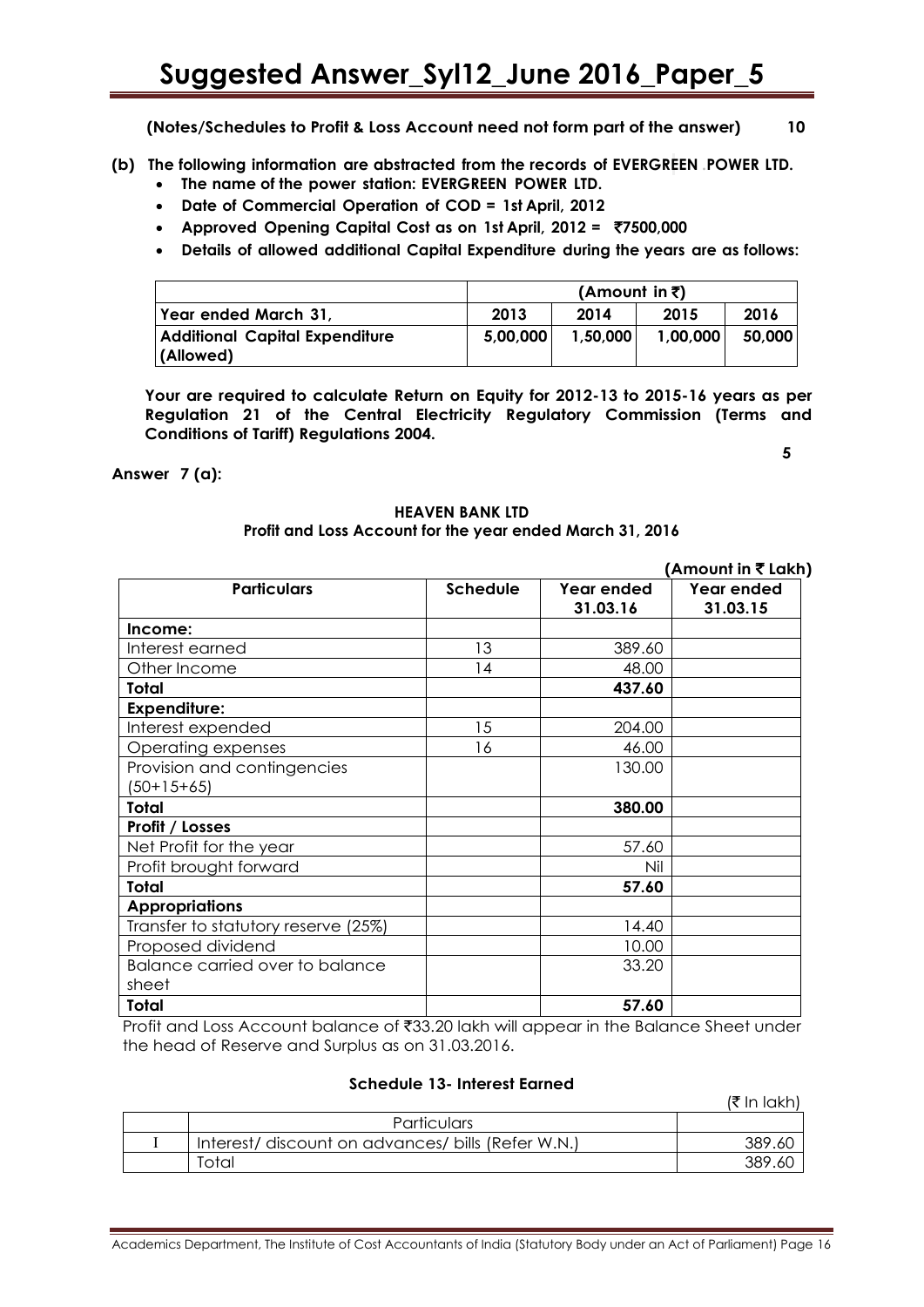**(Notes/Schedules to Profit & Loss Account need not form part of the answer) 10**

**(b) The following information are abstracted from the records of EVERGREEN POWER LTD.**

- **The name of the power station: EVERGREEN POWER LTD.**
- **Date of Commercial Operation of COD = 1st April, 2012**
- **Approved Opening Capital Cost as on 1st April, 2012 = ₹7500,000**
- **Details of allowed additional Capital Expenditure during the years are as follows:**

| | (Amount in ₹) | | | |
|---|---|---|---|---|
| Year ended March 31, | 2013 | 2014 | 2015 | 2016 |
| Additional Capital Expenditure (Allowed) | 5,00,000 | 1,50,000 | 1,00,000 | 50,000 |

**Your are required to calculate Return on Equity for 2012-13 to 2015-16 years as per Regulation 21 of the Central Electricity Regulatory Commission (Terms and Conditions of Tariff) Regulations 2004.**

**5**

**Answer 7 (a):**

**HEAVEN BANK LTD**
**Profit and Loss Account for the year ended March 31, 2016**

**(Amount in ₹ Lakh)**

| Particulars | Schedule | Year ended 31.03.16 | Year ended 31.03.15 |
|---|---|---|---|
| **Income:** | | | |
| Interest earned | 13 | 389.60 | |
| Other Income | 14 | 48.00 | |
| **Total** | | **437.60** | |
| **Expenditure:** | | | |
| Interest expended | 15 | 204.00 | |
| Operating expenses | 16 | 46.00 | |
| Provision and contingencies (50+15+65) | | 130.00 | |
| **Total** | | **380.00** | |
| **Profit / Losses** | | | |
| Net Profit for the year | | 57.60 | |
| Profit brought forward | | Nil | |
| **Total** | | **57.60** | |
| **Appropriations** | | | |
| Transfer to statutory reserve (25%) | | 14.40 | |
| Proposed dividend | | 10.00 | |
| Balance carried over to balance sheet | | 33.20 | |
| **Total** | | **57.60** | |

Profit and Loss Account balance of ₹33.20 lakh will appear in the Balance Sheet under the head of Reserve and Surplus as on 31.03.2016.

**Schedule 13- Interest Earned**

(₹ In lakh)

| | Particulars | |
|---|---|---|
| I | Interest/ discount on advances/ bills (Refer W.N.) | 389.60 |
| | Total | 389.60 |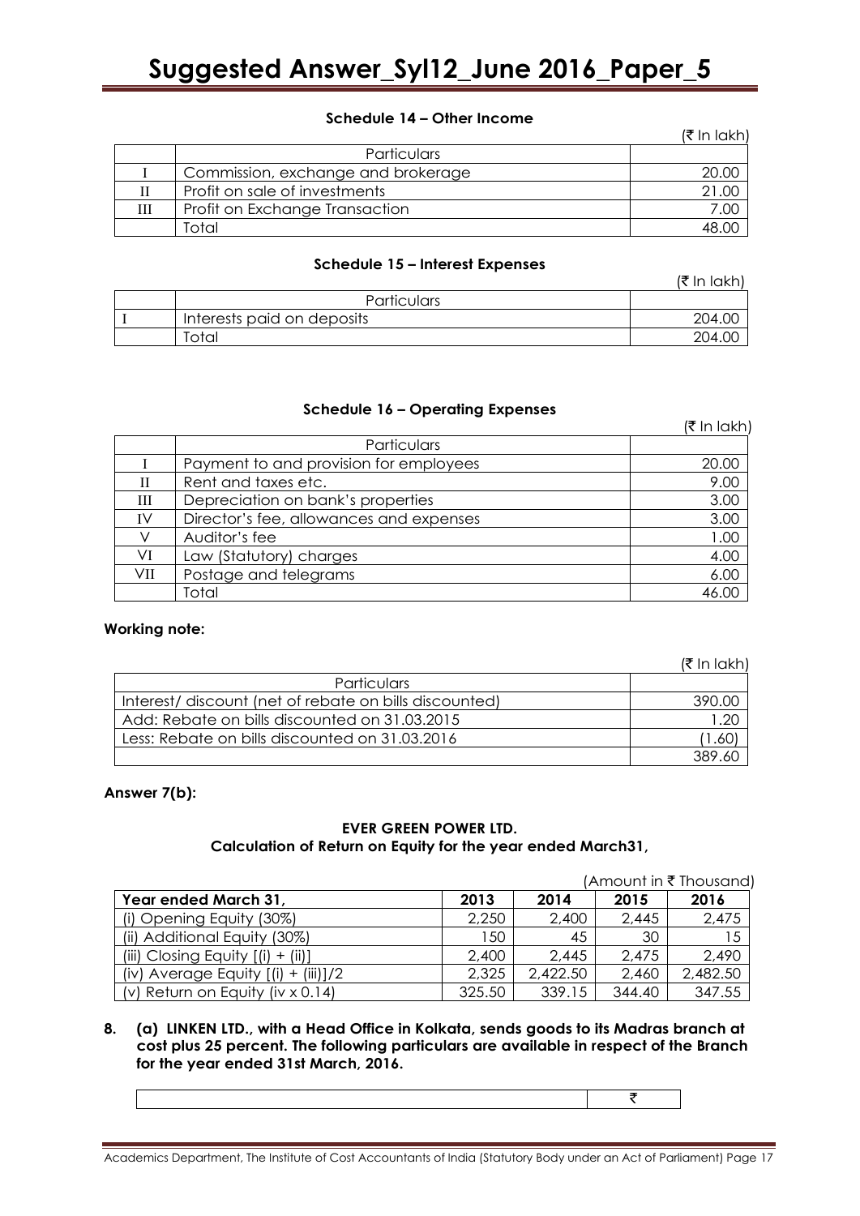### Schedule 14 – Other Income

(₹ In lakh)

| | Particulars | |
|---|---|---|
| I | Commission, exchange and brokerage | 20.00 |
| II | Profit on sale of investments | 21.00 |
| III | Profit on Exchange Transaction | 7.00 |
| | Total | 48.00 |

### Schedule 15 – Interest Expenses

(₹ In lakh)

| | Particulars | |
|---|---|---|
| I | Interests paid on deposits | 204.00 |
| | Total | 204.00 |

### Schedule 16 – Operating Expenses

(₹ In lakh)

| | Particulars | |
|---|---|---|
| I | Payment to and provision for employees | 20.00 |
| II | Rent and taxes etc. | 9.00 |
| III | Depreciation on bank's properties | 3.00 |
| IV | Director's fee, allowances and expenses | 3.00 |
| V | Auditor's fee | 1.00 |
| VI | Law (Statutory) charges | 4.00 |
| VII | Postage and telegrams | 6.00 |
| | Total | 46.00 |

**Working note:**

(₹ In lakh)

| Particulars | |
|---|---|
| Interest/ discount (net of rebate on bills discounted) | 390.00 |
| Add: Rebate on bills discounted on 31.03.2015 | 1.20 |
| Less: Rebate on bills discounted on 31.03.2016 | (1.60) |
| | 389.60 |

**Answer 7(b):**

**EVER GREEN POWER LTD.**
**Calculation of Return on Equity for the year ended March31,**

(Amount in ₹ Thousand)

| Year ended March 31, | 2013 | 2014 | 2015 | 2016 |
|---|---|---|---|---|
| (i) Opening Equity (30%) | 2,250 | 2,400 | 2,445 | 2,475 |
| (ii) Additional Equity (30%) | 150 | 45 | 30 | 15 |
| (iii) Closing Equity [(i) + (ii)] | 2,400 | 2,445 | 2,475 | 2,490 |
| (iv) Average Equity [(i) + (iii)]/2 | 2,325 | 2,422.50 | 2,460 | 2,482.50 |
| (v) Return on Equity (iv x 0.14) | 325.50 | 339.15 | 344.40 | 347.55 |

**8. (a) LINKEN LTD., with a Head Office in Kolkata, sends goods to its Madras branch at cost plus 25 percent. The following particulars are available in respect of the Branch for the year ended 31st March, 2016.**

| | ₹ |
|---|---|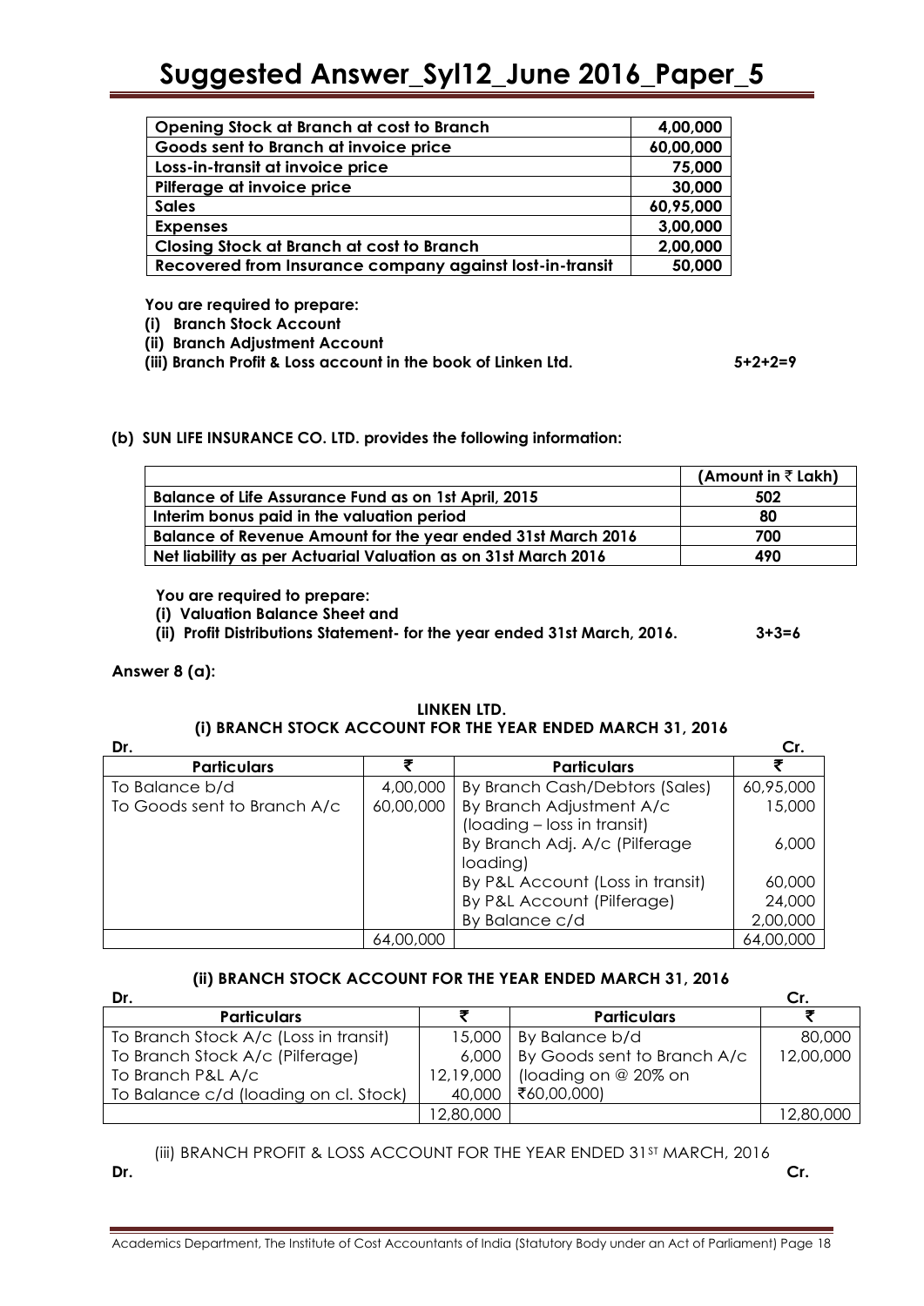| Opening Stock at Branch at cost to Branch | 4,00,000 |
|---|---|
| Goods sent to Branch at invoice price | 60,00,000 |
| Loss-in-transit at invoice price | 75,000 |
| Pilferage at invoice price | 30,000 |
| Sales | 60,95,000 |
| Expenses | 3,00,000 |
| Closing Stock at Branch at cost to Branch | 2,00,000 |
| Recovered from Insurance company against lost-in-transit | 50,000 |

**You are required to prepare:**

**(i) Branch Stock Account**

**(ii) Branch Adjustment Account**

**(iii) Branch Profit & Loss account in the book of Linken Ltd.** **5+2+2=9**

**(b) SUN LIFE INSURANCE CO. LTD. provides the following information:**

| | (Amount in ₹ Lakh) |
|---|---|
| Balance of Life Assurance Fund as on 1st April, 2015 | 502 |
| Interim bonus paid in the valuation period | 80 |
| Balance of Revenue Amount for the year ended 31st March 2016 | 700 |
| Net liability as per Actuarial Valuation as on 31st March 2016 | 490 |

**You are required to prepare:**

**(i) Valuation Balance Sheet and**

**(ii) Profit Distributions Statement- for the year ended 31st March, 2016.** **3+3=6**

**Answer 8 (a):**

**LINKEN LTD.**

**(i) BRANCH STOCK ACCOUNT FOR THE YEAR ENDED MARCH 31, 2016**

**Dr.** **Cr.**

| Particulars | ₹ | Particulars | ₹ |
|---|---|---|---|
| To Balance b/d | 4,00,000 | By Branch Cash/Debtors (Sales) | 60,95,000 |
| To Goods sent to Branch A/c | 60,00,000 | By Branch Adjustment A/c (loading – loss in transit) | 15,000 |
| | | By Branch Adj. A/c (Pilferage loading) | 6,000 |
| | | By P&L Account (Loss in transit) | 60,000 |
| | | By P&L Account (Pilferage) | 24,000 |
| | | By Balance c/d | 2,00,000 |
| | 64,00,000 | | 64,00,000 |

**(ii) BRANCH STOCK ACCOUNT FOR THE YEAR ENDED MARCH 31, 2016**

**Dr.** **Cr.**

| Particulars | ₹ | Particulars | ₹ |
|---|---|---|---|
| To Branch Stock A/c (Loss in transit) | 15,000 | By Balance b/d | 80,000 |
| To Branch Stock A/c (Pilferage) | 6,000 | By Goods sent to Branch A/c | 12,00,000 |
| To Branch P&L A/c | 12,19,000 | (loading on @ 20% on | |
| To Balance c/d (loading on cl. Stock) | 40,000 | ₹60,00,000) | |
| | 12,80,000 | | 12,80,000 |

(iii) BRANCH PROFIT & LOSS ACCOUNT FOR THE YEAR ENDED 31ST MARCH, 2016

**Dr.** **Cr.**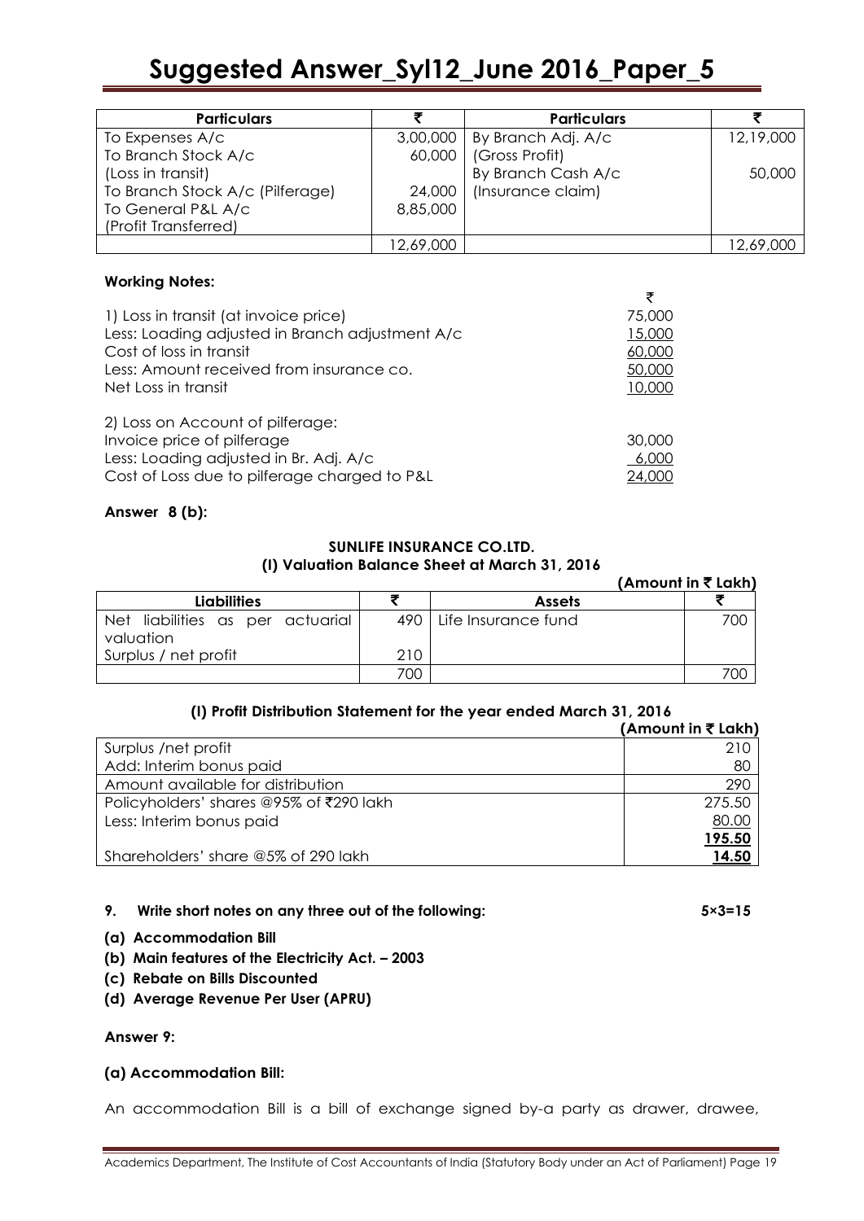| Particulars | ₹ | Particulars | ₹ |
|---|---|---|---|
| To Expenses A/c | 3,00,000 | By Branch Adj. A/c | 12,19,000 |
| To Branch Stock A/c | 60,000 | (Gross Profit) | |
| (Loss in transit) | | By Branch Cash A/c | 50,000 |
| To Branch Stock A/c (Pilferage) | 24,000 | (Insurance claim) | |
| To General P&L A/c | 8,85,000 | | |
| (Profit Transferred) | | | |
| | 12,69,000 | | 12,69,000 |

**Working Notes:**

| | ₹ |
|---|---|
| 1) Loss in transit (at invoice price) | 75,000 |
| Less: Loading adjusted in Branch adjustment A/c | 15,000 |
| Cost of loss in transit | 60,000 |
| Less: Amount received from insurance co. | 50,000 |
| Net Loss in transit | 10,000 |
| | |
| 2) Loss on Account of pilferage: | |
| Invoice price of pilferage | 30,000 |
| Less: Loading adjusted in Br. Adj. A/c | 6,000 |
| Cost of Loss due to pilferage charged to P&L | 24,000 |

**Answer 8 (b):**

**SUNLIFE INSURANCE CO.LTD.**
**(I) Valuation Balance Sheet at March 31, 2016**

**(Amount in ₹ Lakh)**

| Liabilities | ₹ | Assets | ₹ |
|---|---|---|---|
| Net liabilities as per actuarial valuation | 490 | Life Insurance fund | 700 |
| Surplus / net profit | 210 | | |
| | 700 | | 700 |

**(I) Profit Distribution Statement for the year ended March 31, 2016**

**(Amount in ₹ Lakh)**

| | |
|---|---|
| Surplus /net profit | 210 |
| Add: Interim bonus paid | 80 |
| Amount available for distribution | 290 |
| Policyholders' shares @95% of ₹290 lakh | 275.50 |
| Less: Interim bonus paid | 80.00 |
| | **195.50** |
| Shareholders' share @5% of 290 lakh | **14.50** |

**9. Write short notes on any three out of the following: 5×3=15**

**(a) Accommodation Bill**

**(b) Main features of the Electricity Act. – 2003**

**(c) Rebate on Bills Discounted**

**(d) Average Revenue Per User (APRU)**

**Answer 9:**

**(a) Accommodation Bill:**

An accommodation Bill is a bill of exchange signed by-a party as drawer, drawee,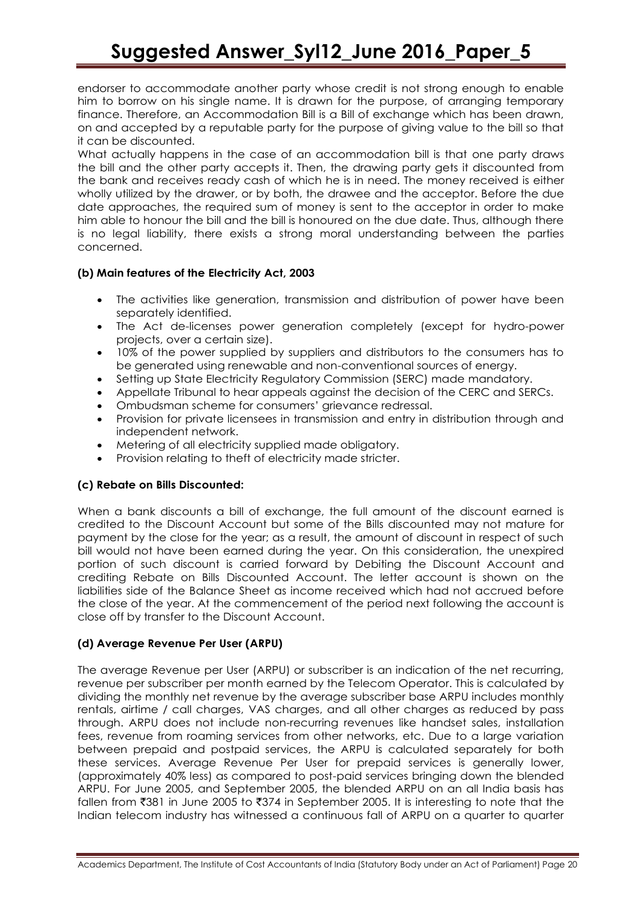endorser to accommodate another party whose credit is not strong enough to enable him to borrow on his single name. It is drawn for the purpose, of arranging temporary finance. Therefore, an Accommodation Bill is a Bill of exchange which has been drawn, on and accepted by a reputable party for the purpose of giving value to the bill so that it can be discounted.

What actually happens in the case of an accommodation bill is that one party draws the bill and the other party accepts it. Then, the drawing party gets it discounted from the bank and receives ready cash of which he is in need. The money received is either wholly utilized by the drawer, or by both, the drawee and the acceptor. Before the due date approaches, the required sum of money is sent to the acceptor in order to make him able to honour the bill and the bill is honoured on the due date. Thus, although there is no legal liability, there exists a strong moral understanding between the parties concerned.

**(b) Main features of the Electricity Act, 2003**

- The activities like generation, transmission and distribution of power have been separately identified.
- The Act de-licenses power generation completely (except for hydro-power projects, over a certain size).
- 10% of the power supplied by suppliers and distributors to the consumers has to be generated using renewable and non-conventional sources of energy.
- Setting up State Electricity Regulatory Commission (SERC) made mandatory.
- Appellate Tribunal to hear appeals against the decision of the CERC and SERCs.
- Ombudsman scheme for consumers' grievance redressal.
- Provision for private licensees in transmission and entry in distribution through and independent network.
- Metering of all electricity supplied made obligatory.
- Provision relating to theft of electricity made stricter.

**(c) Rebate on Bills Discounted:**

When a bank discounts a bill of exchange, the full amount of the discount earned is credited to the Discount Account but some of the Bills discounted may not mature for payment by the close for the year; as a result, the amount of discount in respect of such bill would not have been earned during the year. On this consideration, the unexpired portion of such discount is carried forward by Debiting the Discount Account and crediting Rebate on Bills Discounted Account. The letter account is shown on the liabilities side of the Balance Sheet as income received which had not accrued before the close of the year. At the commencement of the period next following the account is close off by transfer to the Discount Account.

**(d) Average Revenue Per User (ARPU)**

The average Revenue per User (ARPU) or subscriber is an indication of the net recurring, revenue per subscriber per month earned by the Telecom Operator. This is calculated by dividing the monthly net revenue by the average subscriber base ARPU includes monthly rentals, airtime / call charges, VAS charges, and all other charges as reduced by pass through. ARPU does not include non-recurring revenues like handset sales, installation fees, revenue from roaming services from other networks, etc. Due to a large variation between prepaid and postpaid services, the ARPU is calculated separately for both these services. Average Revenue Per User for prepaid services is generally lower, (approximately 40% less) as compared to post-paid services bringing down the blended ARPU. For June 2005, and September 2005, the blended ARPU on an all India basis has fallen from ₹381 in June 2005 to ₹374 in September 2005. It is interesting to note that the Indian telecom industry has witnessed a continuous fall of ARPU on a quarter to quarter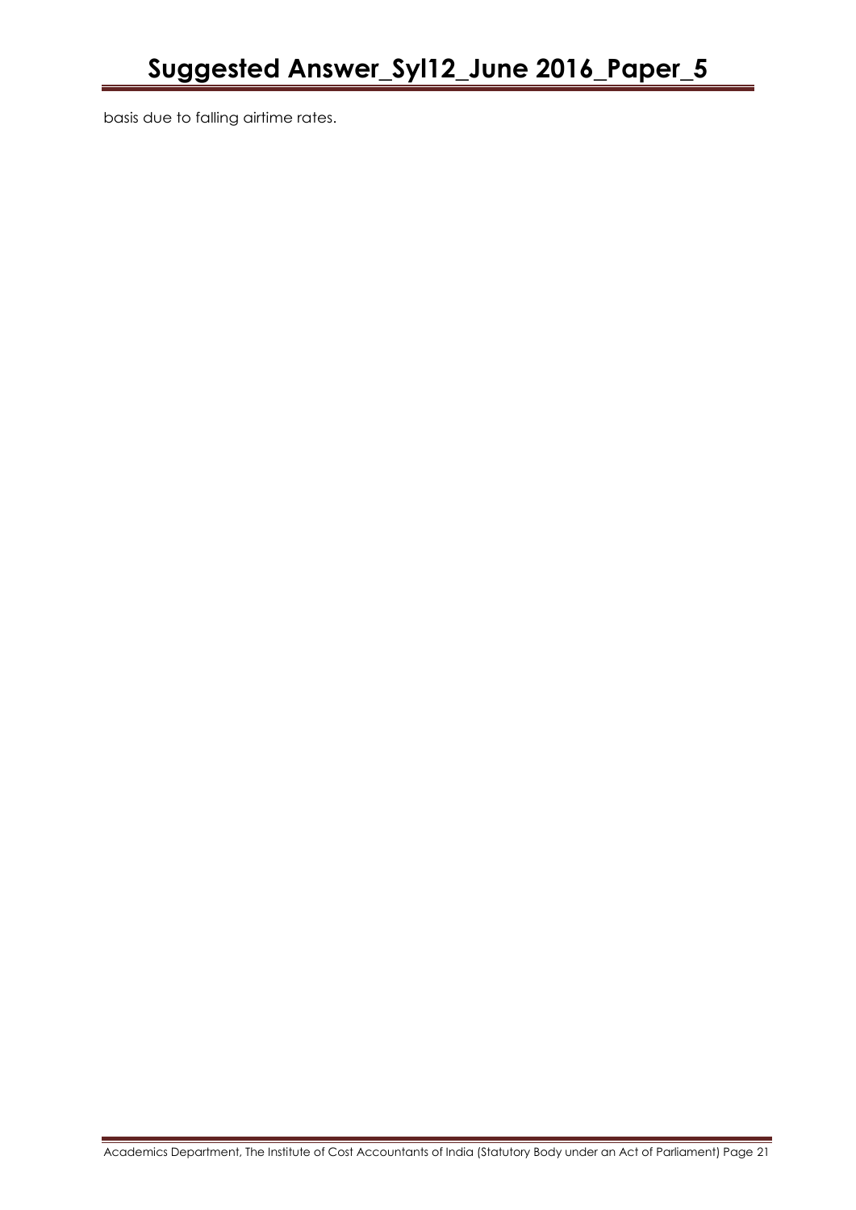basis due to falling airtime rates.